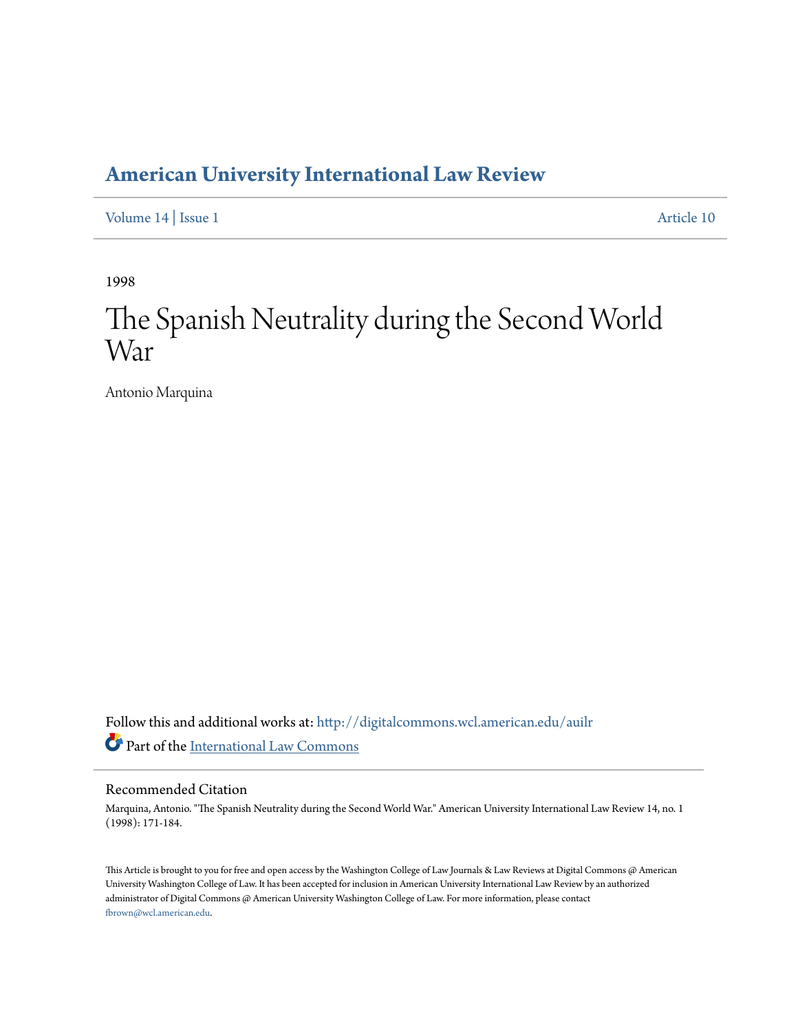# American University International Law Review

Volume 14 | Issue 1 Article 10

1998

# The Spanish Neutrality during the Second World War

Antonio Marquina

Follow this and additional works at: http://digitalcommons.wcl.american.edu/auilr

Part of the International Law Commons

## Recommended Citation

Marquina, Antonio. "The Spanish Neutrality during the Second World War." American University International Law Review 14, no. 1 (1998): 171-184.

This Article is brought to you for free and open access by the Washington College of Law Journals & Law Reviews at Digital Commons @ American University Washington College of Law. It has been accepted for inclusion in American University International Law Review by an authorized administrator of Digital Commons @ American University Washington College of Law. For more information, please contact fbrown@wcl.american.edu.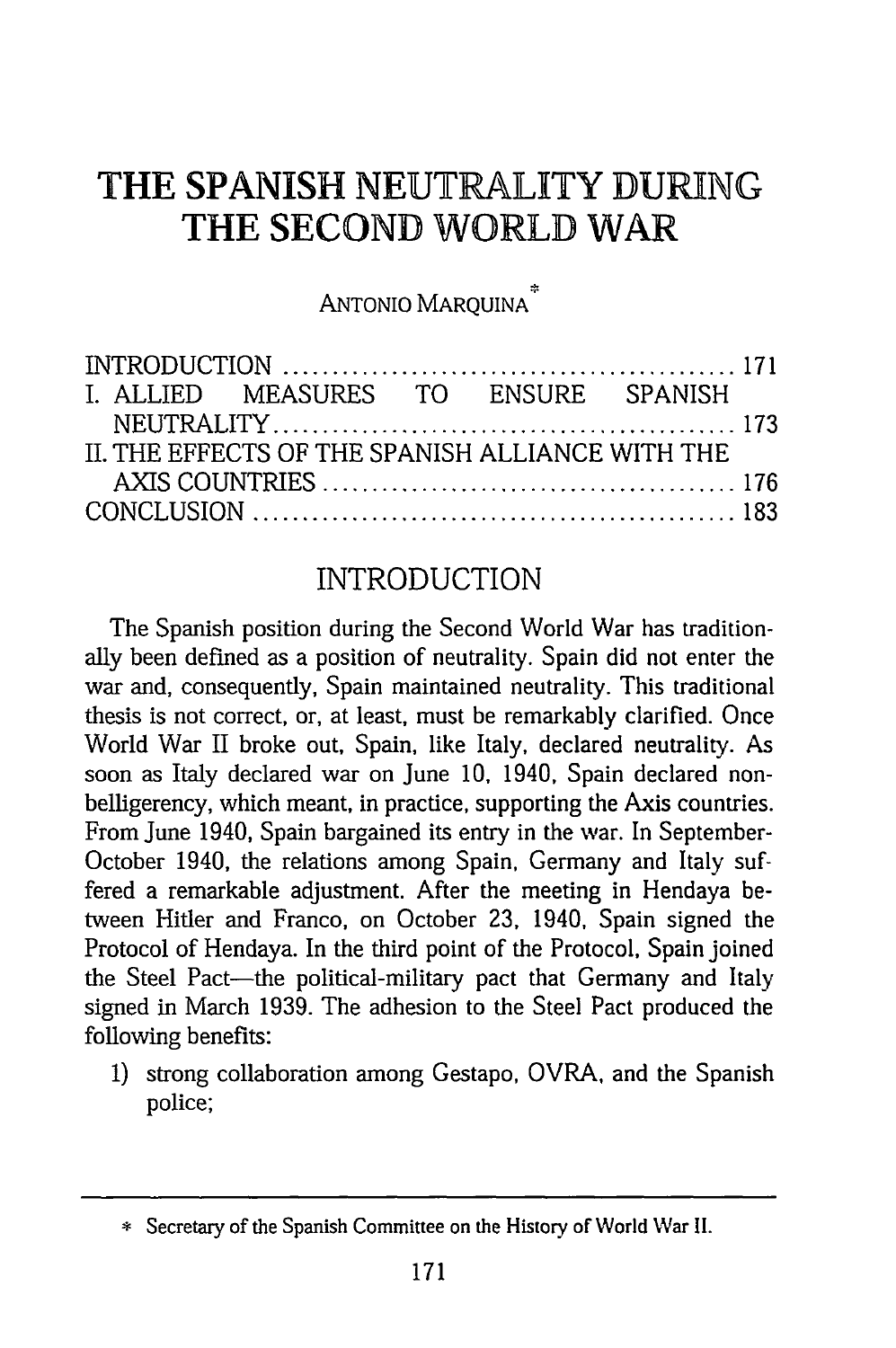# THE SPANISH NEUTRALITY DURING THE SECOND WORLD WAR

ANTONIO MARQUINA[*]

INTRODUCTION ............................................ 171
I. ALLIED MEASURES TO ENSURE SPANISH NEUTRALITY ............................................ 173
II. THE EFFECTS OF THE SPANISH ALLIANCE WITH THE AXIS COUNTRIES ............................................ 176
CONCLUSION ............................................ 183

## INTRODUCTION

The Spanish position during the Second World War has traditionally been defined as a position of neutrality. Spain did not enter the war and, consequently, Spain maintained neutrality. This traditional thesis is not correct, or, at least, must be remarkably clarified. Once World War II broke out, Spain, like Italy, declared neutrality. As soon as Italy declared war on June 10, 1940, Spain declared non-belligerency, which meant, in practice, supporting the Axis countries. From June 1940, Spain bargained its entry in the war. In September-October 1940, the relations among Spain, Germany and Italy suffered a remarkable adjustment. After the meeting in Hendaya between Hitler and Franco, on October 23, 1940, Spain signed the Protocol of Hendaya. In the third point of the Protocol, Spain joined the Steel Pact—the political-military pact that Germany and Italy signed in March 1939. The adhesion to the Steel Pact produced the following benefits:

1) strong collaboration among Gestapo, OVRA, and the Spanish police;

---

[*] Secretary of the Spanish Committee on the History of World War II.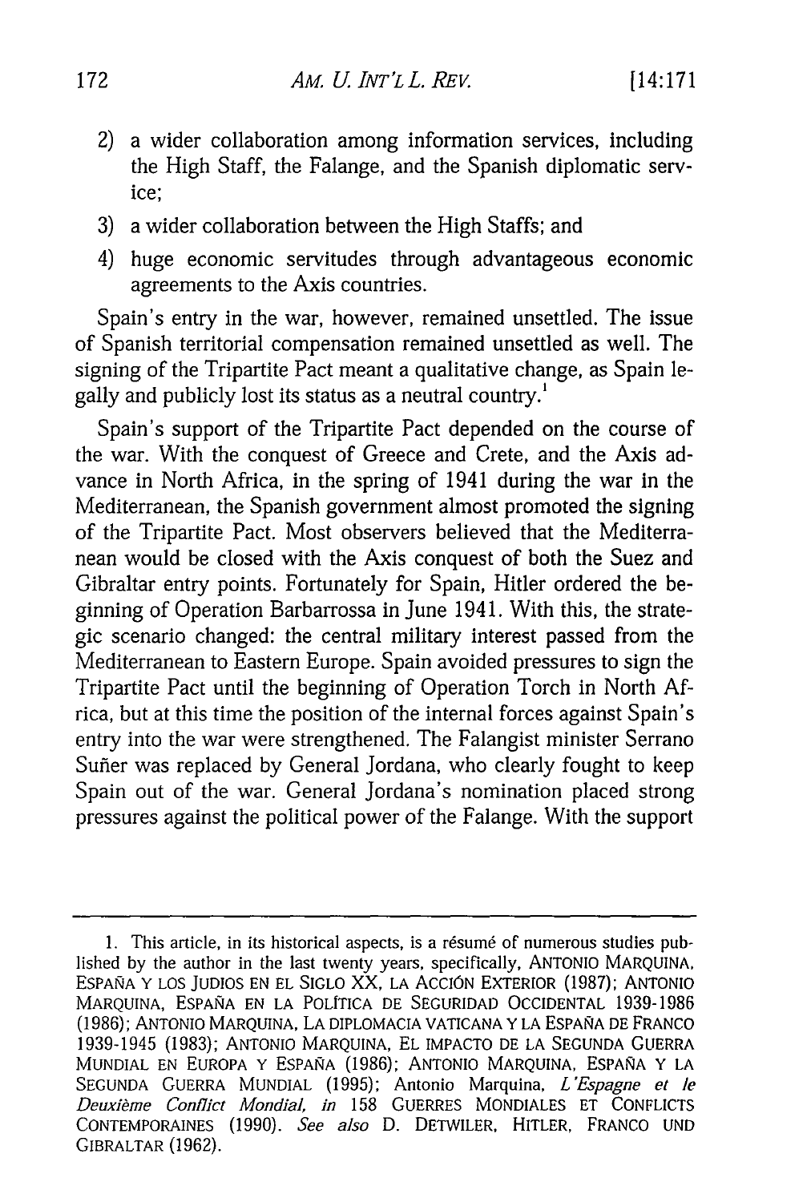2) a wider collaboration among information services, including the High Staff, the Falange, and the Spanish diplomatic service;

3) a wider collaboration between the High Staffs; and

4) huge economic servitudes through advantageous economic agreements to the Axis countries.

Spain's entry in the war, however, remained unsettled. The issue of Spanish territorial compensation remained unsettled as well. The signing of the Tripartite Pact meant a qualitative change, as Spain legally and publicly lost its status as a neutral country.[1]

Spain's support of the Tripartite Pact depended on the course of the war. With the conquest of Greece and Crete, and the Axis advance in North Africa, in the spring of 1941 during the war in the Mediterranean, the Spanish government almost promoted the signing of the Tripartite Pact. Most observers believed that the Mediterranean would be closed with the Axis conquest of both the Suez and Gibraltar entry points. Fortunately for Spain, Hitler ordered the beginning of Operation Barbarrossa in June 1941. With this, the strategic scenario changed: the central military interest passed from the Mediterranean to Eastern Europe. Spain avoided pressures to sign the Tripartite Pact until the beginning of Operation Torch in North Africa, but at this time the position of the internal forces against Spain's entry into the war were strengthened. The Falangist minister Serrano Suñer was replaced by General Jordana, who clearly fought to keep Spain out of the war. General Jordana's nomination placed strong pressures against the political power of the Falange. With the support

---

1. This article, in its historical aspects, is a résumé of numerous studies published by the author in the last twenty years, specifically, ANTONIO MARQUINA, ESPAÑA Y LOS JUDIOS EN EL SIGLO XX, LA ACCIÓN EXTERIOR (1987); ANTONIO MARQUINA, ESPAÑA EN LA POLÍTICA DE SEGURIDAD OCCIDENTAL 1939-1986 (1986); ANTONIO MARQUINA, LA DIPLOMACIA VATICANA Y LA ESPAÑA DE FRANCO 1939-1945 (1983); ANTONIO MARQUINA, EL IMPACTO DE LA SEGUNDA GUERRA MUNDIAL EN EUROPA Y ESPAÑA (1986); ANTONIO MARQUINA, ESPAÑA Y LA SEGUNDA GUERRA MUNDIAL (1995); Antonio Marquina, *L'Espagne et le Deuxième Conflict Mondial*, *in* 158 GUERRES MONDIALES ET CONFLICTS CONTEMPORAINES (1990). *See also* D. DETWILER, HITLER, FRANCO UND GIBRALTAR (1962).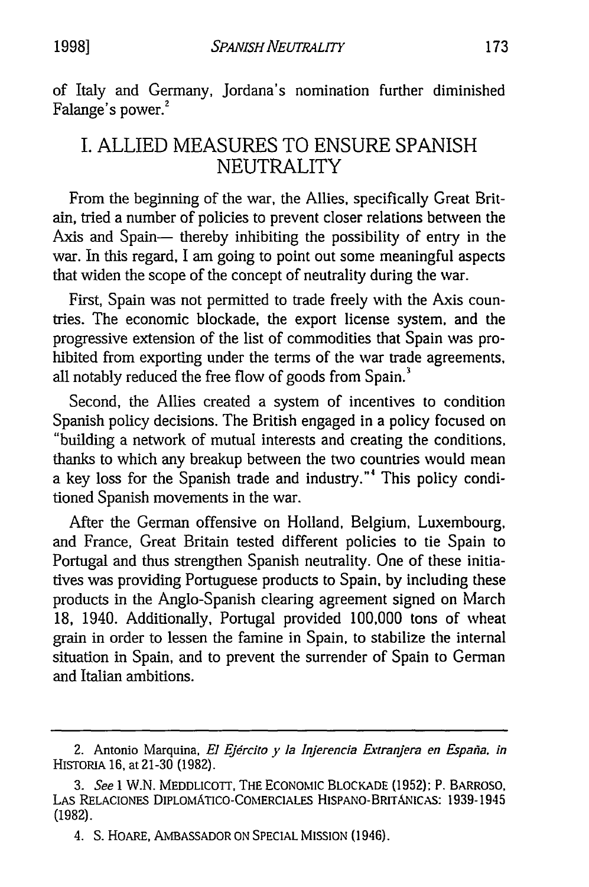of Italy and Germany, Jordana's nomination further diminished Falange's power.[2]

## I. ALLIED MEASURES TO ENSURE SPANISH NEUTRALITY

From the beginning of the war, the Allies, specifically Great Britain, tried a number of policies to prevent closer relations between the Axis and Spain— thereby inhibiting the possibility of entry in the war. In this regard, I am going to point out some meaningful aspects that widen the scope of the concept of neutrality during the war.

First, Spain was not permitted to trade freely with the Axis countries. The economic blockade, the export license system, and the progressive extension of the list of commodities that Spain was prohibited from exporting under the terms of the war trade agreements, all notably reduced the free flow of goods from Spain.[3]

Second, the Allies created a system of incentives to condition Spanish policy decisions. The British engaged in a policy focused on "building a network of mutual interests and creating the conditions, thanks to which any breakup between the two countries would mean a key loss for the Spanish trade and industry."[4] This policy conditioned Spanish movements in the war.

After the German offensive on Holland, Belgium, Luxembourg, and France, Great Britain tested different policies to tie Spain to Portugal and thus strengthen Spanish neutrality. One of these initiatives was providing Portuguese products to Spain, by including these products in the Anglo-Spanish clearing agreement signed on March 18, 1940. Additionally, Portugal provided 100,000 tons of wheat grain in order to lessen the famine in Spain, to stabilize the internal situation in Spain, and to prevent the surrender of Spain to German and Italian ambitions.

---

2. Antonio Marquina, *El Ejército y la Injerencia Extranjera en España*, *in* HISTORIA 16, at 21-30 (1982).

3. *See* 1 W.N. MEDDLICOTT, THE ECONOMIC BLOCKADE (1952); P. BARROSO, LAS RELACIONES DIPLOMÁTICO-COMERCIALES HISPANO-BRITÁNICAS: 1939-1945 (1982).

4. S. HOARE, AMBASSADOR ON SPECIAL MISSION (1946).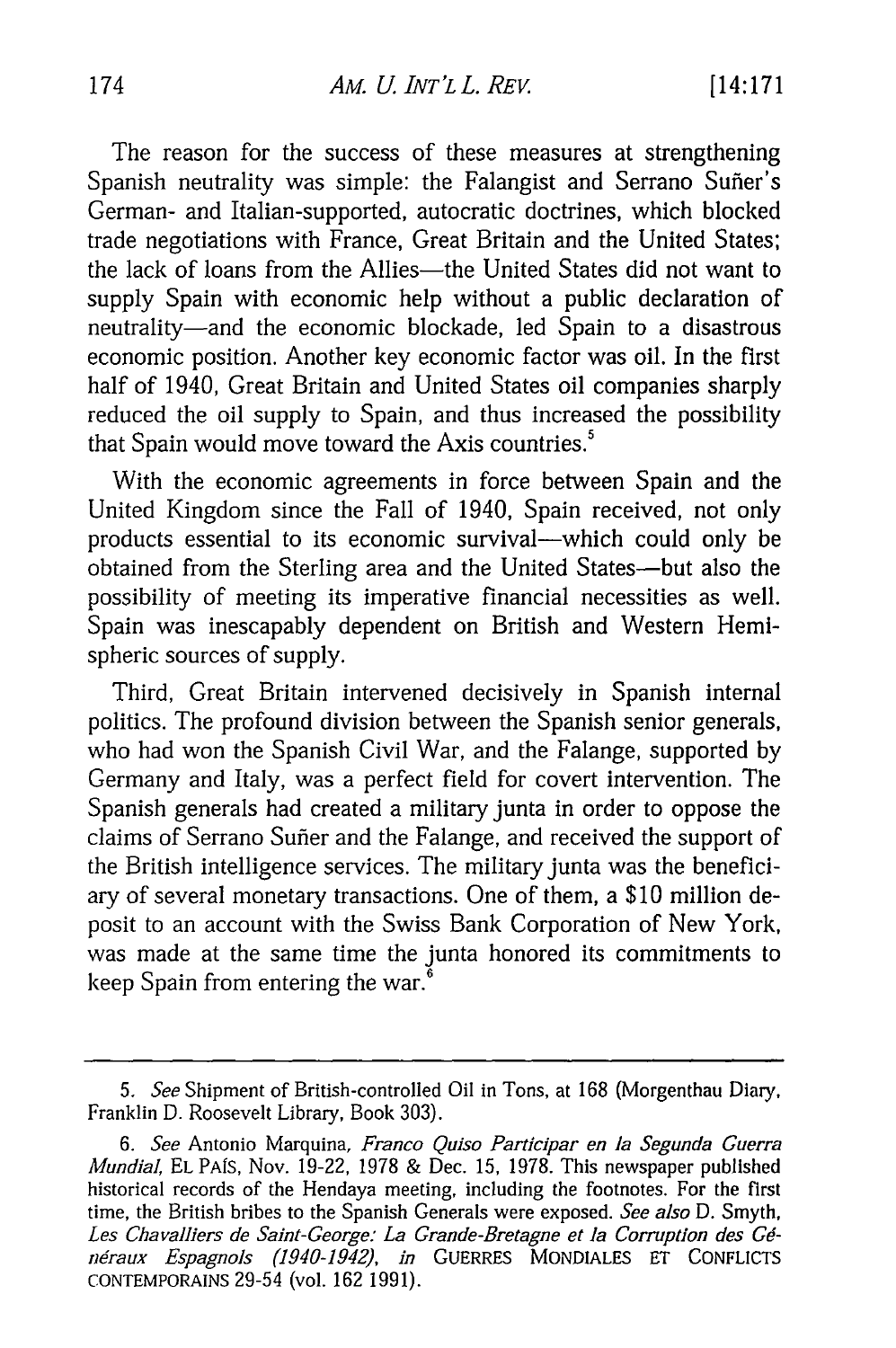The reason for the success of these measures at strengthening Spanish neutrality was simple: the Falangist and Serrano Suñer's German- and Italian-supported, autocratic doctrines, which blocked trade negotiations with France, Great Britain and the United States; the lack of loans from the Allies—the United States did not want to supply Spain with economic help without a public declaration of neutrality—and the economic blockade, led Spain to a disastrous economic position. Another key economic factor was oil. In the first half of 1940, Great Britain and United States oil companies sharply reduced the oil supply to Spain, and thus increased the possibility that Spain would move toward the Axis countries.[5]

With the economic agreements in force between Spain and the United Kingdom since the Fall of 1940, Spain received, not only products essential to its economic survival—which could only be obtained from the Sterling area and the United States—but also the possibility of meeting its imperative financial necessities as well. Spain was inescapably dependent on British and Western Hemispheric sources of supply.

Third, Great Britain intervened decisively in Spanish internal politics. The profound division between the Spanish senior generals, who had won the Spanish Civil War, and the Falange, supported by Germany and Italy, was a perfect field for covert intervention. The Spanish generals had created a military junta in order to oppose the claims of Serrano Suñer and the Falange, and received the support of the British intelligence services. The military junta was the beneficiary of several monetary transactions. One of them, a $10 million deposit to an account with the Swiss Bank Corporation of New York, was made at the same time the junta honored its commitments to keep Spain from entering the war.[6]

---

5. *See* Shipment of British-controlled Oil in Tons, at 168 (Morgenthau Diary, Franklin D. Roosevelt Library, Book 303).

6. *See* Antonio Marquina, *Franco Quiso Participar en la Segunda Guerra Mundial*, EL PAÍS, Nov. 19-22, 1978 & Dec. 15, 1978. This newspaper published historical records of the Hendaya meeting, including the footnotes. For the first time, the British bribes to the Spanish Generals were exposed. *See also* D. Smyth, *Les Chavalliers de Saint-George: La Grande-Bretagne et la Corruption des Généraux Espagnols (1940-1942)*, *in* GUERRES MONDIALES ET CONFLICTS CONTEMPORAINS 29-54 (vol. 162 1991).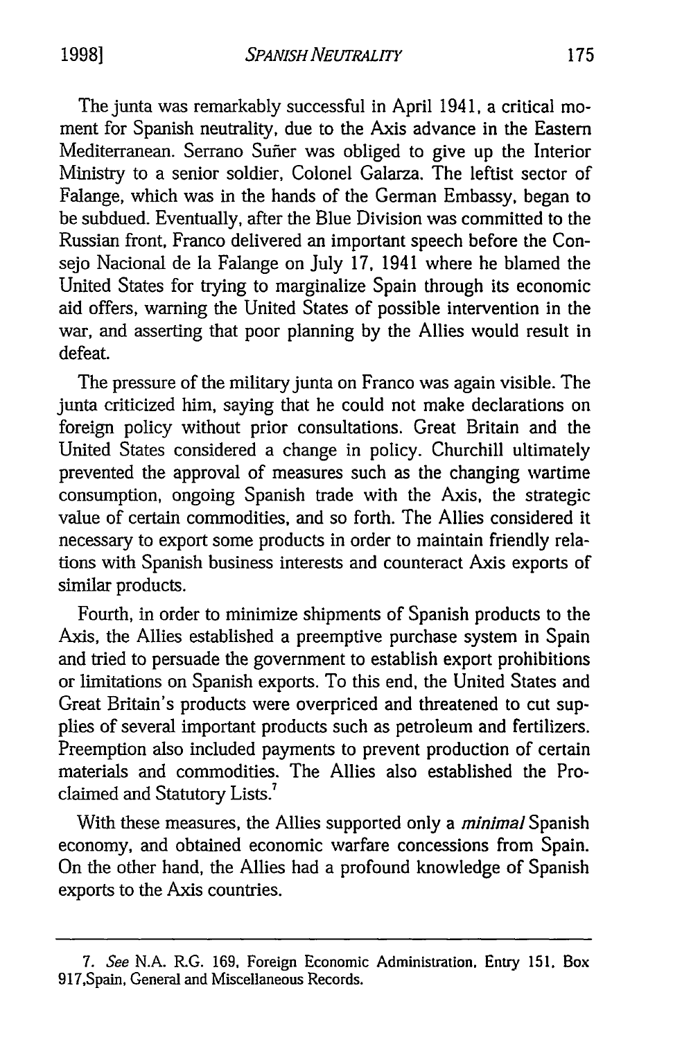The junta was remarkably successful in April 1941, a critical moment for Spanish neutrality, due to the Axis advance in the Eastern Mediterranean. Serrano Suñer was obliged to give up the Interior Ministry to a senior soldier, Colonel Galarza. The leftist sector of Falange, which was in the hands of the German Embassy, began to be subdued. Eventually, after the Blue Division was committed to the Russian front, Franco delivered an important speech before the Consejo Nacional de la Falange on July 17, 1941 where he blamed the United States for trying to marginalize Spain through its economic aid offers, warning the United States of possible intervention in the war, and asserting that poor planning by the Allies would result in defeat.

The pressure of the military junta on Franco was again visible. The junta criticized him, saying that he could not make declarations on foreign policy without prior consultations. Great Britain and the United States considered a change in policy. Churchill ultimately prevented the approval of measures such as the changing wartime consumption, ongoing Spanish trade with the Axis, the strategic value of certain commodities, and so forth. The Allies considered it necessary to export some products in order to maintain friendly relations with Spanish business interests and counteract Axis exports of similar products.

Fourth, in order to minimize shipments of Spanish products to the Axis, the Allies established a preemptive purchase system in Spain and tried to persuade the government to establish export prohibitions or limitations on Spanish exports. To this end, the United States and Great Britain's products were overpriced and threatened to cut supplies of several important products such as petroleum and fertilizers. Preemption also included payments to prevent production of certain materials and commodities. The Allies also established the Proclaimed and Statutory Lists.[7]

With these measures, the Allies supported only a *minimal* Spanish economy, and obtained economic warfare concessions from Spain. On the other hand, the Allies had a profound knowledge of Spanish exports to the Axis countries.

---

7. *See* N.A. R.G. 169, Foreign Economic Administration, Entry 151, Box 917,Spain, General and Miscellaneous Records.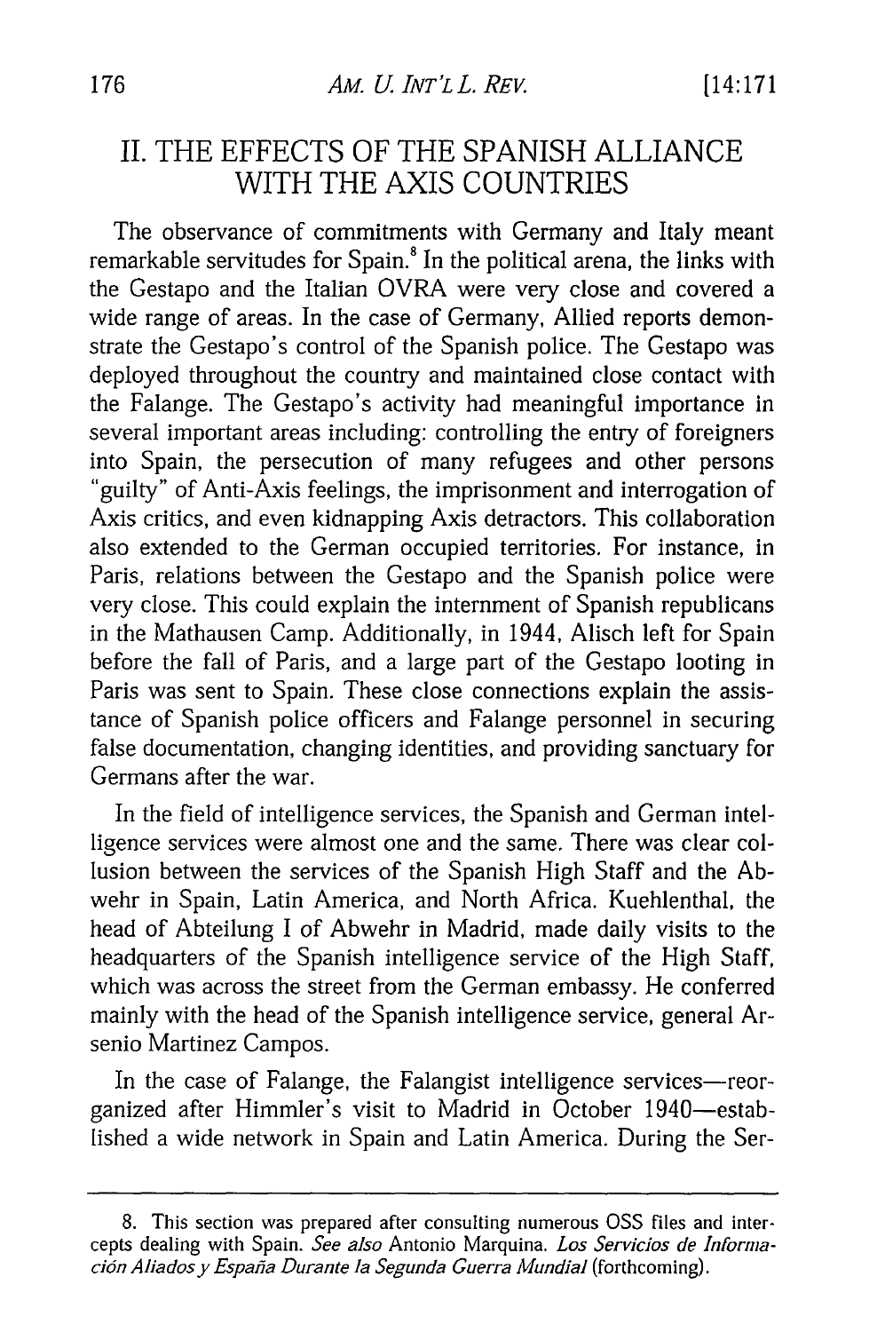## II. THE EFFECTS OF THE SPANISH ALLIANCE WITH THE AXIS COUNTRIES

The observance of commitments with Germany and Italy meant remarkable servitudes for Spain.[8] In the political arena, the links with the Gestapo and the Italian OVRA were very close and covered a wide range of areas. In the case of Germany, Allied reports demonstrate the Gestapo's control of the Spanish police. The Gestapo was deployed throughout the country and maintained close contact with the Falange. The Gestapo's activity had meaningful importance in several important areas including: controlling the entry of foreigners into Spain, the persecution of many refugees and other persons "guilty" of Anti-Axis feelings, the imprisonment and interrogation of Axis critics, and even kidnapping Axis detractors. This collaboration also extended to the German occupied territories. For instance, in Paris, relations between the Gestapo and the Spanish police were very close. This could explain the internment of Spanish republicans in the Mathausen Camp. Additionally, in 1944, Alisch left for Spain before the fall of Paris, and a large part of the Gestapo looting in Paris was sent to Spain. These close connections explain the assistance of Spanish police officers and Falange personnel in securing false documentation, changing identities, and providing sanctuary for Germans after the war.

In the field of intelligence services, the Spanish and German intelligence services were almost one and the same. There was clear collusion between the services of the Spanish High Staff and the Abwehr in Spain, Latin America, and North Africa. Kuehlenthal, the head of Abteilung I of Abwehr in Madrid, made daily visits to the headquarters of the Spanish intelligence service of the High Staff, which was across the street from the German embassy. He conferred mainly with the head of the Spanish intelligence service, general Arsenio Martinez Campos.

In the case of Falange, the Falangist intelligence services—reorganized after Himmler's visit to Madrid in October 1940—established a wide network in Spain and Latin America. During the Ser-

---

8. This section was prepared after consulting numerous OSS files and intercepts dealing with Spain. *See also* Antonio Marquina. *Los Servicios de Información Aliados y España Durante la Segunda Guerra Mundial* (forthcoming).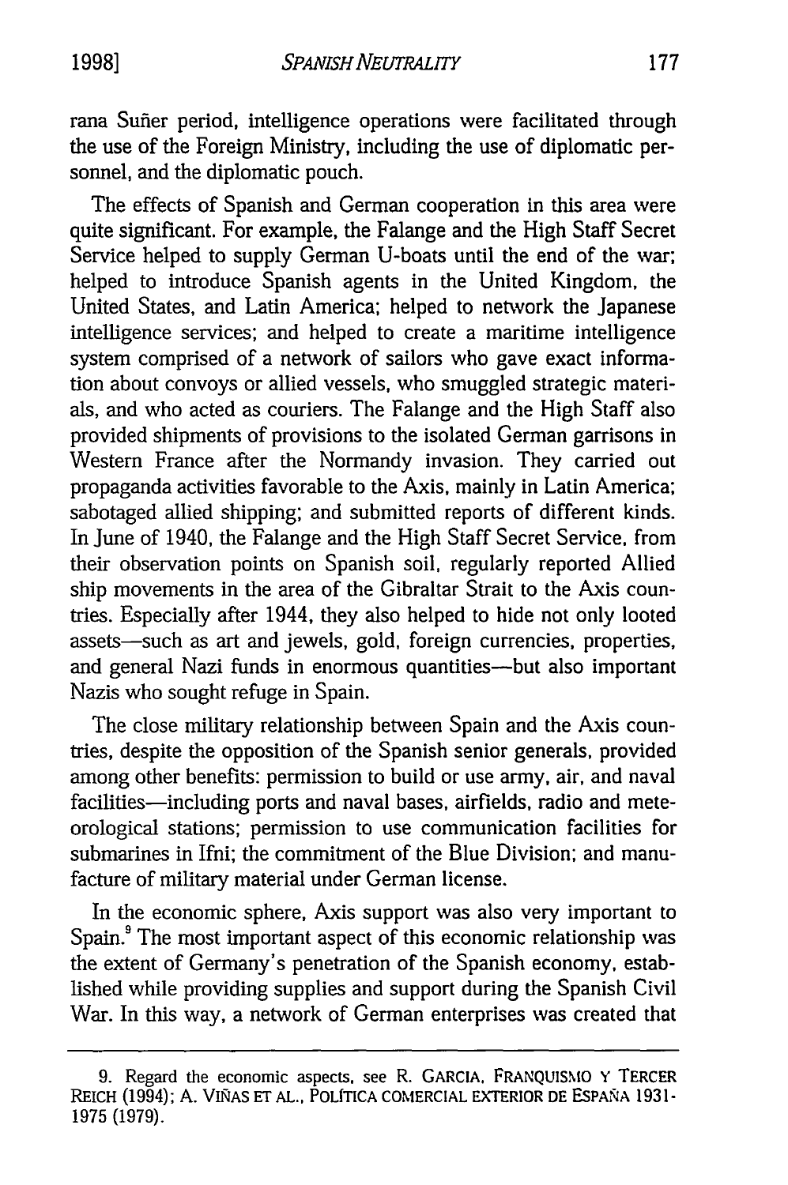rana Suñer period, intelligence operations were facilitated through the use of the Foreign Ministry, including the use of diplomatic personnel, and the diplomatic pouch.

The effects of Spanish and German cooperation in this area were quite significant. For example, the Falange and the High Staff Secret Service helped to supply German U-boats until the end of the war; helped to introduce Spanish agents in the United Kingdom, the United States, and Latin America; helped to network the Japanese intelligence services; and helped to create a maritime intelligence system comprised of a network of sailors who gave exact information about convoys or allied vessels, who smuggled strategic materials, and who acted as couriers. The Falange and the High Staff also provided shipments of provisions to the isolated German garrisons in Western France after the Normandy invasion. They carried out propaganda activities favorable to the Axis, mainly in Latin America; sabotaged allied shipping; and submitted reports of different kinds. In June of 1940, the Falange and the High Staff Secret Service, from their observation points on Spanish soil, regularly reported Allied ship movements in the area of the Gibraltar Strait to the Axis countries. Especially after 1944, they also helped to hide not only looted assets—such as art and jewels, gold, foreign currencies, properties, and general Nazi funds in enormous quantities—but also important Nazis who sought refuge in Spain.

The close military relationship between Spain and the Axis countries, despite the opposition of the Spanish senior generals, provided among other benefits: permission to build or use army, air, and naval facilities—including ports and naval bases, airfields, radio and meteorological stations; permission to use communication facilities for submarines in Ifni; the commitment of the Blue Division; and manufacture of military material under German license.

In the economic sphere, Axis support was also very important to Spain.[9] The most important aspect of this economic relationship was the extent of Germany's penetration of the Spanish economy, established while providing supplies and support during the Spanish Civil War. In this way, a network of German enterprises was created that

---

9. Regard the economic aspects, see R. GARCIA, FRANQUISMO Y TERCER REICH (1994); A. VIÑAS ET AL., POLÍTICA COMERCIAL EXTERIOR DE ESPAÑA 1931-1975 (1979).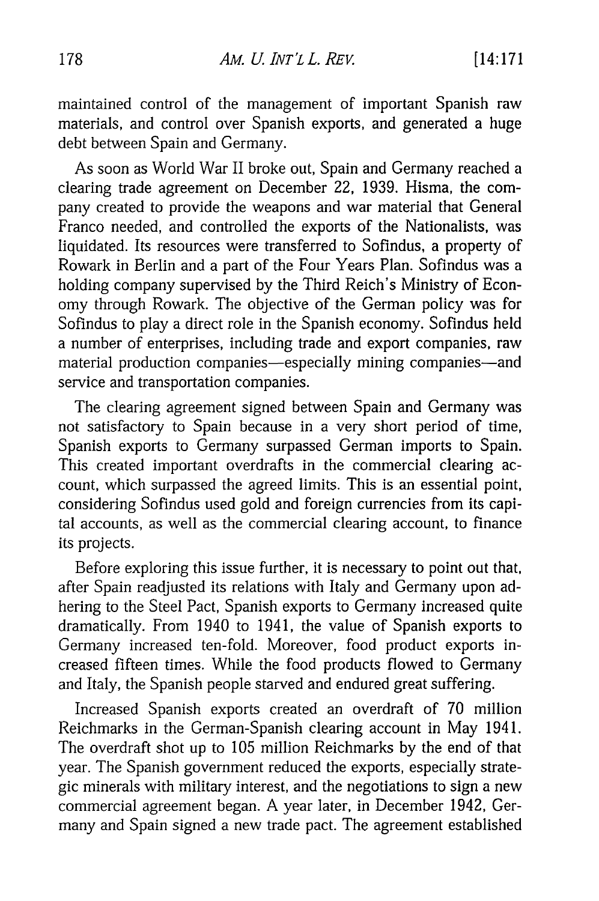maintained control of the management of important Spanish raw materials, and control over Spanish exports, and generated a huge debt between Spain and Germany.

As soon as World War II broke out, Spain and Germany reached a clearing trade agreement on December 22, 1939. Hisma, the company created to provide the weapons and war material that General Franco needed, and controlled the exports of the Nationalists, was liquidated. Its resources were transferred to Sofindus, a property of Rowark in Berlin and a part of the Four Years Plan. Sofindus was a holding company supervised by the Third Reich's Ministry of Economy through Rowark. The objective of the German policy was for Sofindus to play a direct role in the Spanish economy. Sofindus held a number of enterprises, including trade and export companies, raw material production companies—especially mining companies—and service and transportation companies.

The clearing agreement signed between Spain and Germany was not satisfactory to Spain because in a very short period of time, Spanish exports to Germany surpassed German imports to Spain. This created important overdrafts in the commercial clearing account, which surpassed the agreed limits. This is an essential point, considering Sofindus used gold and foreign currencies from its capital accounts, as well as the commercial clearing account, to finance its projects.

Before exploring this issue further, it is necessary to point out that, after Spain readjusted its relations with Italy and Germany upon adhering to the Steel Pact, Spanish exports to Germany increased quite dramatically. From 1940 to 1941, the value of Spanish exports to Germany increased ten-fold. Moreover, food product exports increased fifteen times. While the food products flowed to Germany and Italy, the Spanish people starved and endured great suffering.

Increased Spanish exports created an overdraft of 70 million Reichmarks in the German-Spanish clearing account in May 1941. The overdraft shot up to 105 million Reichmarks by the end of that year. The Spanish government reduced the exports, especially strategic minerals with military interest, and the negotiations to sign a new commercial agreement began. A year later, in December 1942, Germany and Spain signed a new trade pact. The agreement established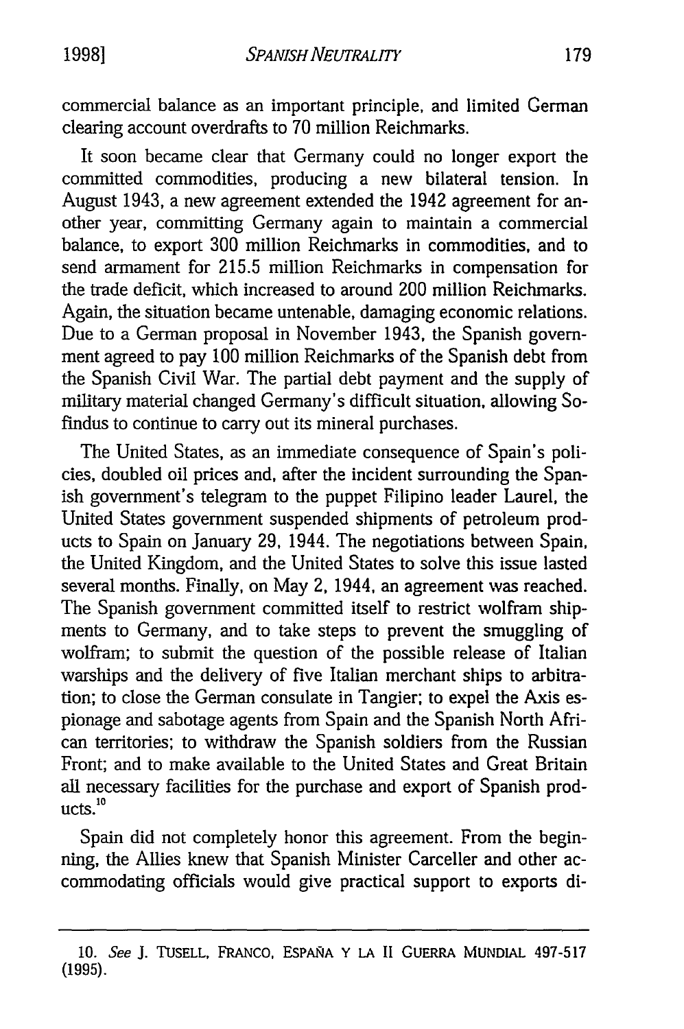commercial balance as an important principle, and limited German clearing account overdrafts to 70 million Reichmarks.

It soon became clear that Germany could no longer export the committed commodities, producing a new bilateral tension. In August 1943, a new agreement extended the 1942 agreement for another year, committing Germany again to maintain a commercial balance, to export 300 million Reichmarks in commodities, and to send armament for 215.5 million Reichmarks in compensation for the trade deficit, which increased to around 200 million Reichmarks. Again, the situation became untenable, damaging economic relations. Due to a German proposal in November 1943, the Spanish government agreed to pay 100 million Reichmarks of the Spanish debt from the Spanish Civil War. The partial debt payment and the supply of military material changed Germany's difficult situation, allowing Sofindus to continue to carry out its mineral purchases.

The United States, as an immediate consequence of Spain's policies, doubled oil prices and, after the incident surrounding the Spanish government's telegram to the puppet Filipino leader Laurel, the United States government suspended shipments of petroleum products to Spain on January 29, 1944. The negotiations between Spain, the United Kingdom, and the United States to solve this issue lasted several months. Finally, on May 2, 1944, an agreement was reached. The Spanish government committed itself to restrict wolfram shipments to Germany, and to take steps to prevent the smuggling of wolfram; to submit the question of the possible release of Italian warships and the delivery of five Italian merchant ships to arbitration; to close the German consulate in Tangier; to expel the Axis espionage and sabotage agents from Spain and the Spanish North African territories; to withdraw the Spanish soldiers from the Russian Front; and to make available to the United States and Great Britain all necessary facilities for the purchase and export of Spanish products.[10]

Spain did not completely honor this agreement. From the beginning, the Allies knew that Spanish Minister Carceller and other accommodating officials would give practical support to exports di-

---

10. *See* J. TUSELL, FRANCO, ESPAÑA Y LA II GUERRA MUNDIAL 497-517 (1995).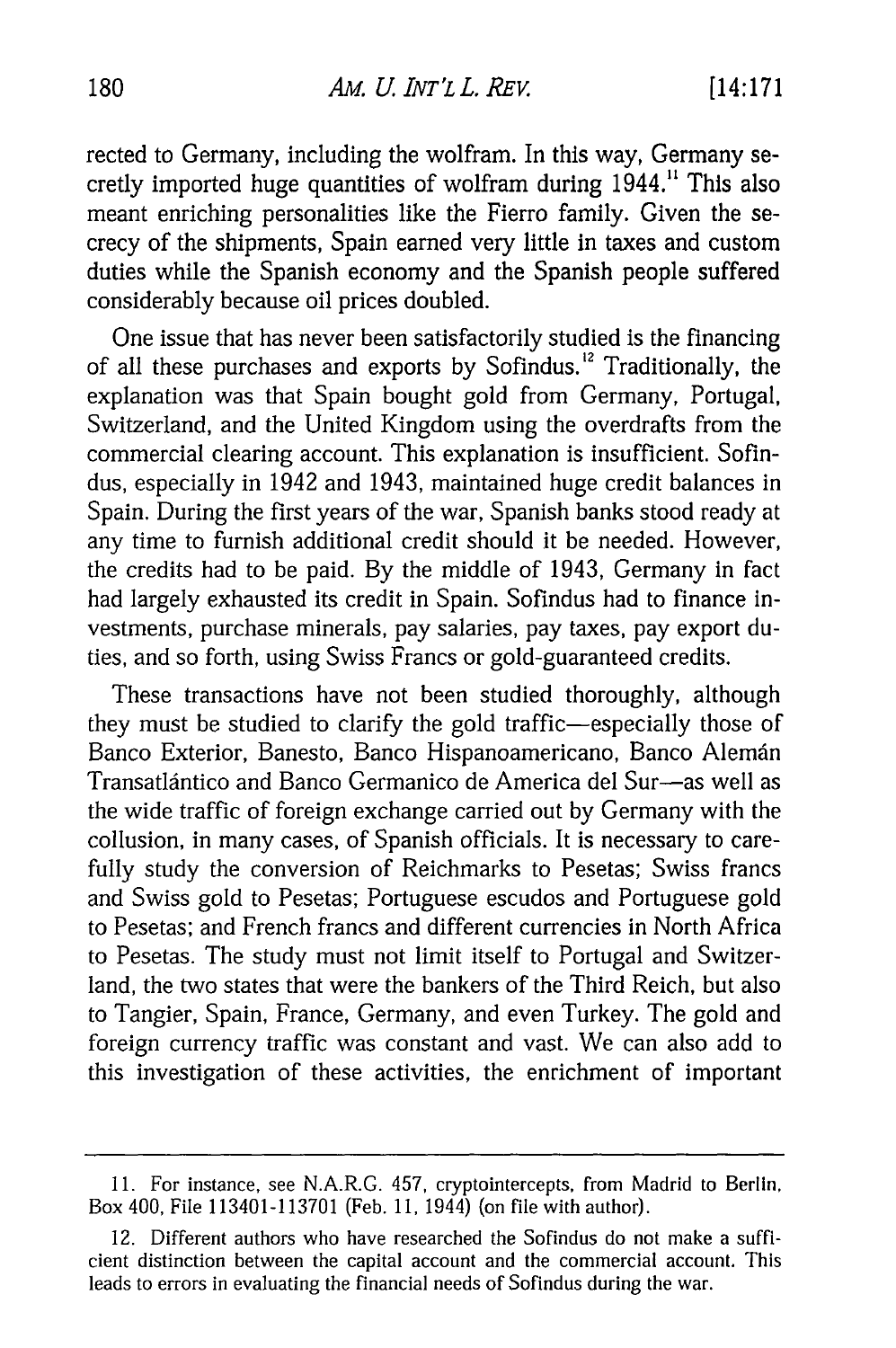rected to Germany, including the wolfram. In this way, Germany secretly imported huge quantities of wolfram during 1944.[11] This also meant enriching personalities like the Fierro family. Given the secrecy of the shipments, Spain earned very little in taxes and custom duties while the Spanish economy and the Spanish people suffered considerably because oil prices doubled.

One issue that has never been satisfactorily studied is the financing of all these purchases and exports by Sofindus.[12] Traditionally, the explanation was that Spain bought gold from Germany, Portugal, Switzerland, and the United Kingdom using the overdrafts from the commercial clearing account. This explanation is insufficient. Sofindus, especially in 1942 and 1943, maintained huge credit balances in Spain. During the first years of the war, Spanish banks stood ready at any time to furnish additional credit should it be needed. However, the credits had to be paid. By the middle of 1943, Germany in fact had largely exhausted its credit in Spain. Sofindus had to finance investments, purchase minerals, pay salaries, pay taxes, pay export duties, and so forth, using Swiss Francs or gold-guaranteed credits.

These transactions have not been studied thoroughly, although they must be studied to clarify the gold traffic—especially those of Banco Exterior, Banesto, Banco Hispanoamericano, Banco Alemán Transatlántico and Banco Germanico de America del Sur—as well as the wide traffic of foreign exchange carried out by Germany with the collusion, in many cases, of Spanish officials. It is necessary to carefully study the conversion of Reichmarks to Pesetas; Swiss francs and Swiss gold to Pesetas; Portuguese escudos and Portuguese gold to Pesetas; and French francs and different currencies in North Africa to Pesetas. The study must not limit itself to Portugal and Switzerland, the two states that were the bankers of the Third Reich, but also to Tangier, Spain, France, Germany, and even Turkey. The gold and foreign currency traffic was constant and vast. We can also add to this investigation of these activities, the enrichment of important

---

11. For instance, see N.A.R.G. 457, cryptointercepts, from Madrid to Berlin, Box 400, File 113401-113701 (Feb. 11, 1944) (on file with author).

12. Different authors who have researched the Sofindus do not make a sufficient distinction between the capital account and the commercial account. This leads to errors in evaluating the financial needs of Sofindus during the war.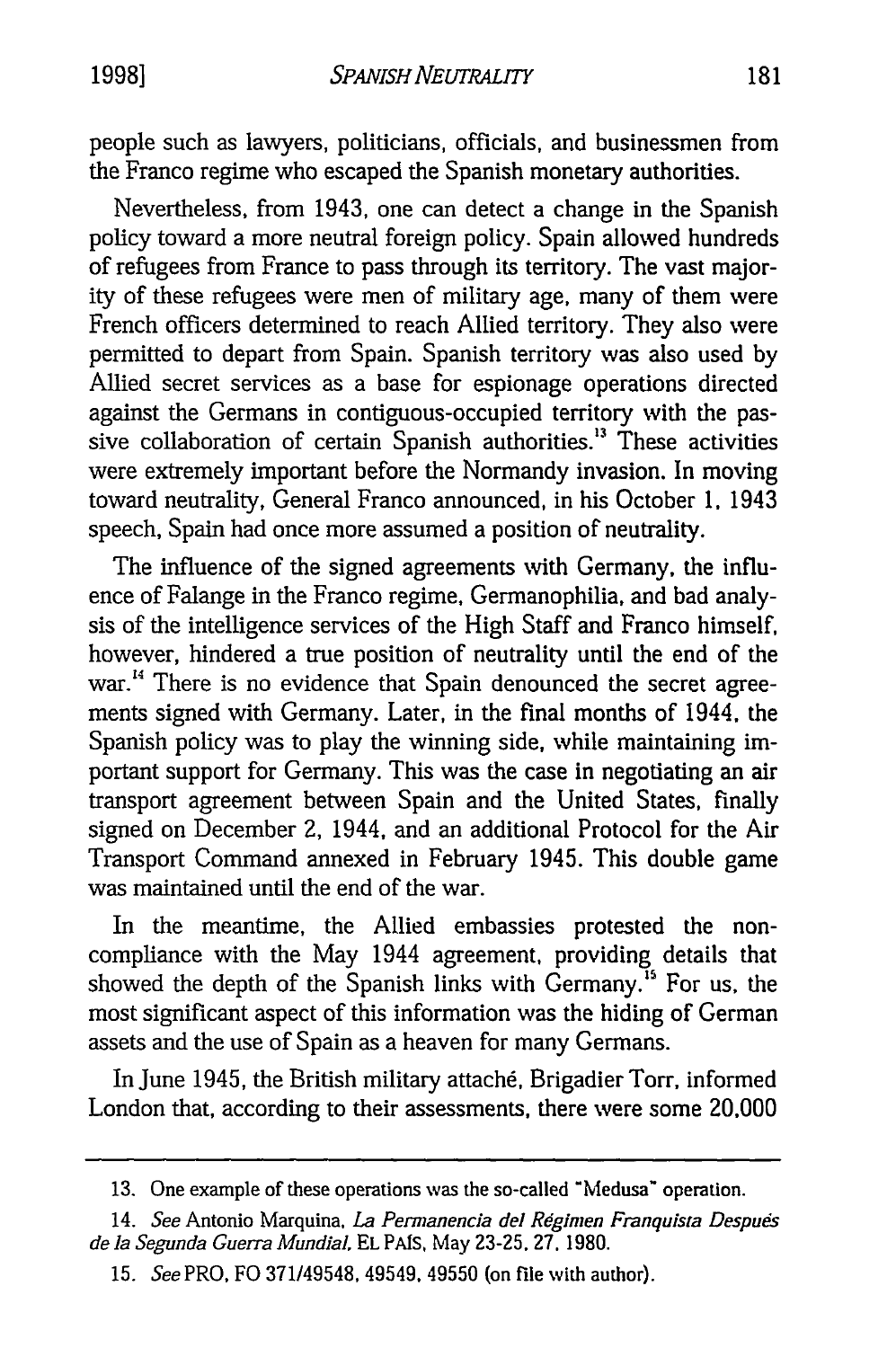people such as lawyers, politicians, officials, and businessmen from the Franco regime who escaped the Spanish monetary authorities.

Nevertheless, from 1943, one can detect a change in the Spanish policy toward a more neutral foreign policy. Spain allowed hundreds of refugees from France to pass through its territory. The vast majority of these refugees were men of military age, many of them were French officers determined to reach Allied territory. They also were permitted to depart from Spain. Spanish territory was also used by Allied secret services as a base for espionage operations directed against the Germans in contiguous-occupied territory with the passive collaboration of certain Spanish authorities.[13] These activities were extremely important before the Normandy invasion. In moving toward neutrality, General Franco announced, in his October 1, 1943 speech, Spain had once more assumed a position of neutrality.

The influence of the signed agreements with Germany, the influence of Falange in the Franco regime, Germanophilia, and bad analysis of the intelligence services of the High Staff and Franco himself, however, hindered a true position of neutrality until the end of the war.[14] There is no evidence that Spain denounced the secret agreements signed with Germany. Later, in the final months of 1944, the Spanish policy was to play the winning side, while maintaining important support for Germany. This was the case in negotiating an air transport agreement between Spain and the United States, finally signed on December 2, 1944, and an additional Protocol for the Air Transport Command annexed in February 1945. This double game was maintained until the end of the war.

In the meantime, the Allied embassies protested the non-compliance with the May 1944 agreement, providing details that showed the depth of the Spanish links with Germany.[15] For us, the most significant aspect of this information was the hiding of German assets and the use of Spain as a heaven for many Germans.

In June 1945, the British military attaché, Brigadier Torr, informed London that, according to their assessments, there were some 20,000

---

13. One example of these operations was the so-called "Medusa" operation.

14. *See* Antonio Marquina, *La Permanencia del Régimen Franquista Después de la Segunda Guerra Mundial*, EL PAÍS, May 23-25, 27, 1980.

15. *See* PRO, FO 371/49548, 49549, 49550 (on file with author).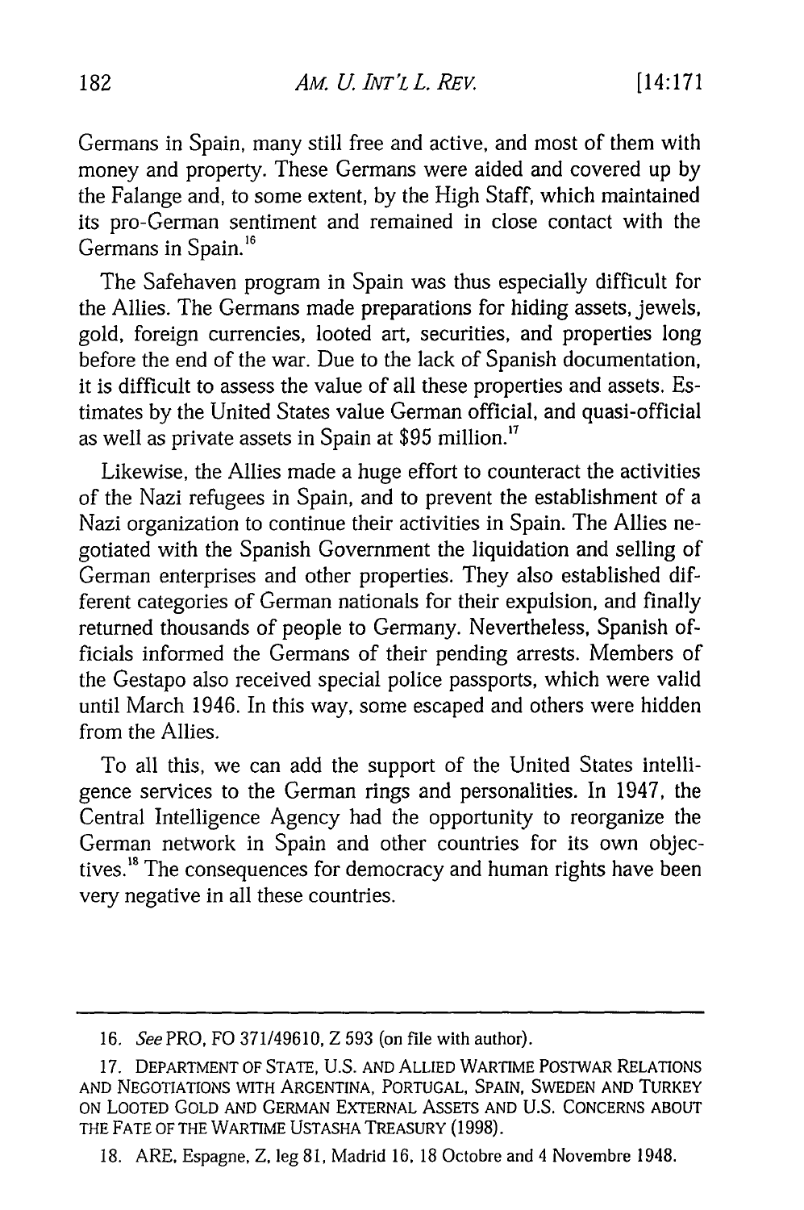Germans in Spain, many still free and active, and most of them with money and property. These Germans were aided and covered up by the Falange and, to some extent, by the High Staff, which maintained its pro-German sentiment and remained in close contact with the Germans in Spain.[16]

The Safehaven program in Spain was thus especially difficult for the Allies. The Germans made preparations for hiding assets, jewels, gold, foreign currencies, looted art, securities, and properties long before the end of the war. Due to the lack of Spanish documentation, it is difficult to assess the value of all these properties and assets. Estimates by the United States value German official, and quasi-official as well as private assets in Spain at $95 million.[17]

Likewise, the Allies made a huge effort to counteract the activities of the Nazi refugees in Spain, and to prevent the establishment of a Nazi organization to continue their activities in Spain. The Allies negotiated with the Spanish Government the liquidation and selling of German enterprises and other properties. They also established different categories of German nationals for their expulsion, and finally returned thousands of people to Germany. Nevertheless, Spanish officials informed the Germans of their pending arrests. Members of the Gestapo also received special police passports, which were valid until March 1946. In this way, some escaped and others were hidden from the Allies.

To all this, we can add the support of the United States intelligence services to the German rings and personalities. In 1947, the Central Intelligence Agency had the opportunity to reorganize the German network in Spain and other countries for its own objectives.[18] The consequences for democracy and human rights have been very negative in all these countries.

---

16. *See* PRO, FO 371/49610, Z 593 (on file with author).

17. DEPARTMENT OF STATE, U.S. AND ALLIED WARTIME POSTWAR RELATIONS AND NEGOTIATIONS WITH ARGENTINA, PORTUGAL, SPAIN, SWEDEN AND TURKEY ON LOOTED GOLD AND GERMAN EXTERNAL ASSETS AND U.S. CONCERNS ABOUT THE FATE OF THE WARTIME USTASHA TREASURY (1998).

18. ARE, Espagne, Z, leg 81, Madrid 16, 18 Octobre and 4 Novembre 1948.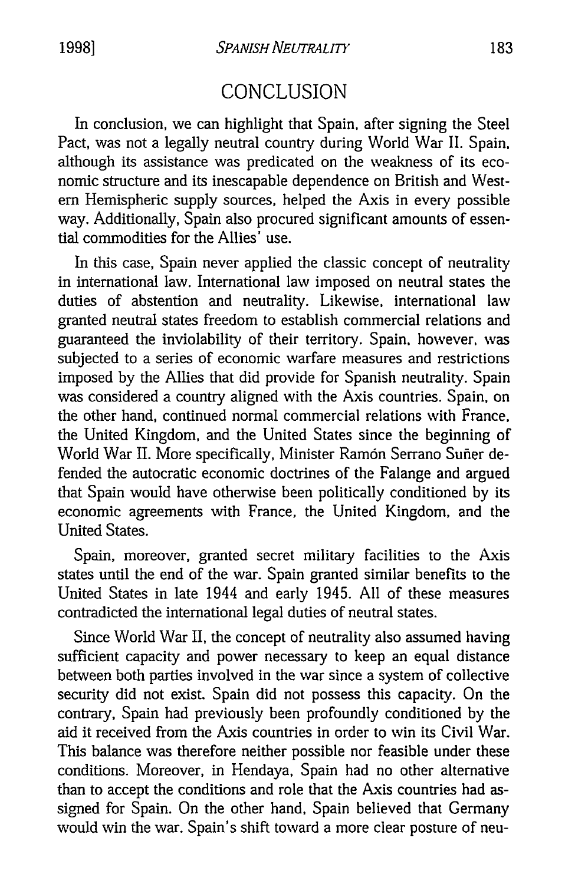## CONCLUSION

In conclusion, we can highlight that Spain, after signing the Steel Pact, was not a legally neutral country during World War II. Spain, although its assistance was predicated on the weakness of its economic structure and its inescapable dependence on British and Western Hemispheric supply sources, helped the Axis in every possible way. Additionally, Spain also procured significant amounts of essential commodities for the Allies' use.

In this case, Spain never applied the classic concept of neutrality in international law. International law imposed on neutral states the duties of abstention and neutrality. Likewise, international law granted neutral states freedom to establish commercial relations and guaranteed the inviolability of their territory. Spain, however, was subjected to a series of economic warfare measures and restrictions imposed by the Allies that did provide for Spanish neutrality. Spain was considered a country aligned with the Axis countries. Spain, on the other hand, continued normal commercial relations with France, the United Kingdom, and the United States since the beginning of World War II. More specifically, Minister Ramón Serrano Suñer defended the autocratic economic doctrines of the Falange and argued that Spain would have otherwise been politically conditioned by its economic agreements with France, the United Kingdom, and the United States.

Spain, moreover, granted secret military facilities to the Axis states until the end of the war. Spain granted similar benefits to the United States in late 1944 and early 1945. All of these measures contradicted the international legal duties of neutral states.

Since World War II, the concept of neutrality also assumed having sufficient capacity and power necessary to keep an equal distance between both parties involved in the war since a system of collective security did not exist. Spain did not possess this capacity. On the contrary, Spain had previously been profoundly conditioned by the aid it received from the Axis countries in order to win its Civil War. This balance was therefore neither possible nor feasible under these conditions. Moreover, in Hendaya, Spain had no other alternative than to accept the conditions and role that the Axis countries had assigned for Spain. On the other hand, Spain believed that Germany would win the war. Spain's shift toward a more clear posture of neu-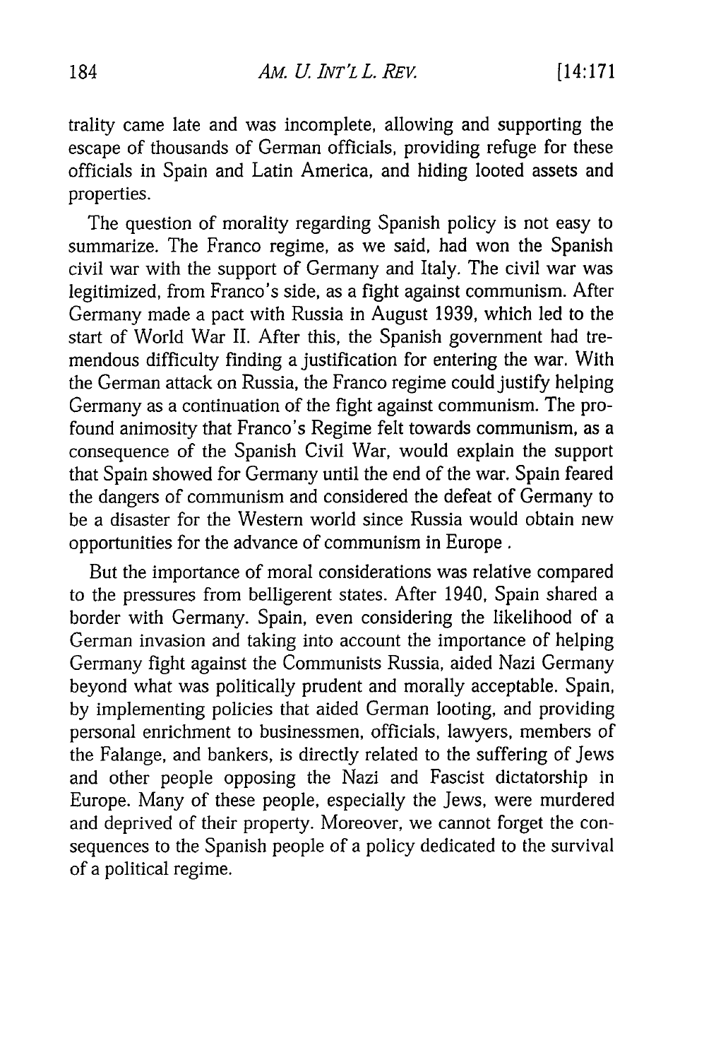trality came late and was incomplete, allowing and supporting the escape of thousands of German officials, providing refuge for these officials in Spain and Latin America, and hiding looted assets and properties.

The question of morality regarding Spanish policy is not easy to summarize. The Franco regime, as we said, had won the Spanish civil war with the support of Germany and Italy. The civil war was legitimized, from Franco's side, as a fight against communism. After Germany made a pact with Russia in August 1939, which led to the start of World War II. After this, the Spanish government had tremendous difficulty finding a justification for entering the war. With the German attack on Russia, the Franco regime could justify helping Germany as a continuation of the fight against communism. The profound animosity that Franco's Regime felt towards communism, as a consequence of the Spanish Civil War, would explain the support that Spain showed for Germany until the end of the war. Spain feared the dangers of communism and considered the defeat of Germany to be a disaster for the Western world since Russia would obtain new opportunities for the advance of communism in Europe .

But the importance of moral considerations was relative compared to the pressures from belligerent states. After 1940, Spain shared a border with Germany. Spain, even considering the likelihood of a German invasion and taking into account the importance of helping Germany fight against the Communists Russia, aided Nazi Germany beyond what was politically prudent and morally acceptable. Spain, by implementing policies that aided German looting, and providing personal enrichment to businessmen, officials, lawyers, members of the Falange, and bankers, is directly related to the suffering of Jews and other people opposing the Nazi and Fascist dictatorship in Europe. Many of these people, especially the Jews, were murdered and deprived of their property. Moreover, we cannot forget the consequences to the Spanish people of a policy dedicated to the survival of a political regime.